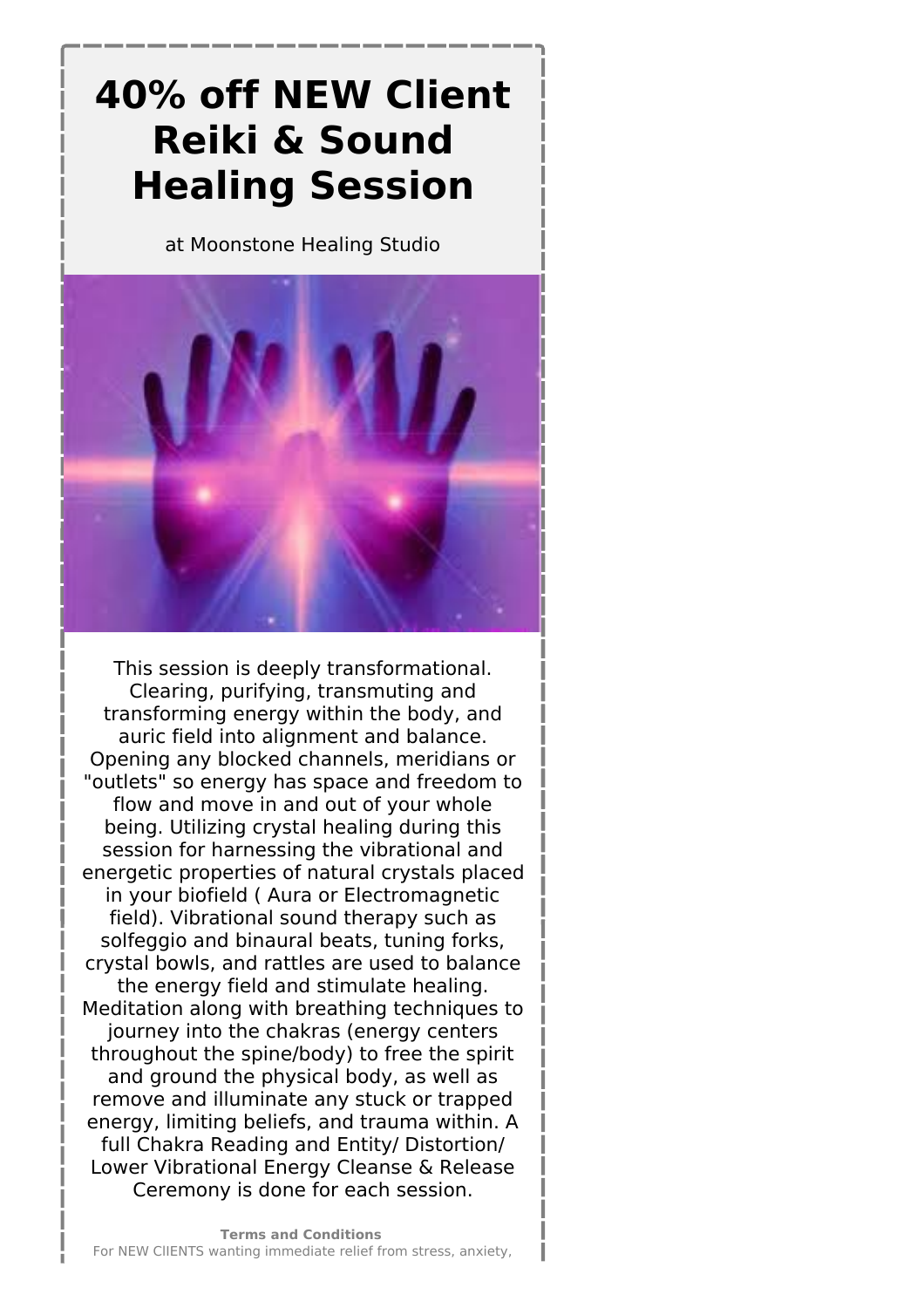# 40% off NEW Client Reiki & Sound Healing Session

at Moonstone Healing Studio

This session is deeply transformational. Clearing, purifying, transmuting and transforming energy within the body, and auric field into alignment and balance. Opening any blocked channels, meridians or "outlets" so energy has space and freedom to flow and move in and out of your whole being. Utilizing crystal healing during this session for harnessing the vibrational and energetic properties of natural crystals placed in your biofield ( Aura or Electromagnetic field). Vibrational sound therapy such as solfeggio and binaural beats, tuning forks, crystal bowls, and rattles are used to balance the energy field and stimulate healing. Meditation along with breathing techniques to journey into the chakras (energy centers throughout the spine/body) to free the spirit and ground the physical body, as well as remove and illuminate any stuck or trapped energy, limiting beliefs, and trauma within. A full Chakra Reading and Entity/ Distortion/ Lower Vibrational Energy Cleanse & Release Ceremony is done for each session.

**Terms and Conditions**

For NEW ClIENTS wanting immediate relief from stress, anxiety,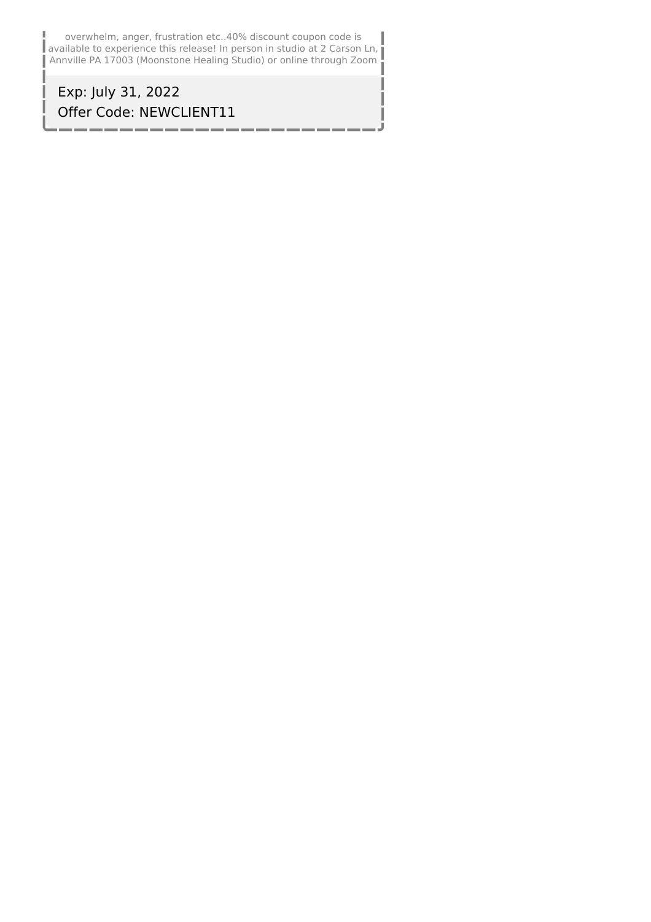overwhelm, anger, frustration etc..40% discount coupon code is available to experience this release! In person in studio at 2 Carson Ln, Annville PA 17003 (Moonstone Healing Studio) or online through Zoom

Exp: July 31, 2022

Offer Code: NEWCLIENT11